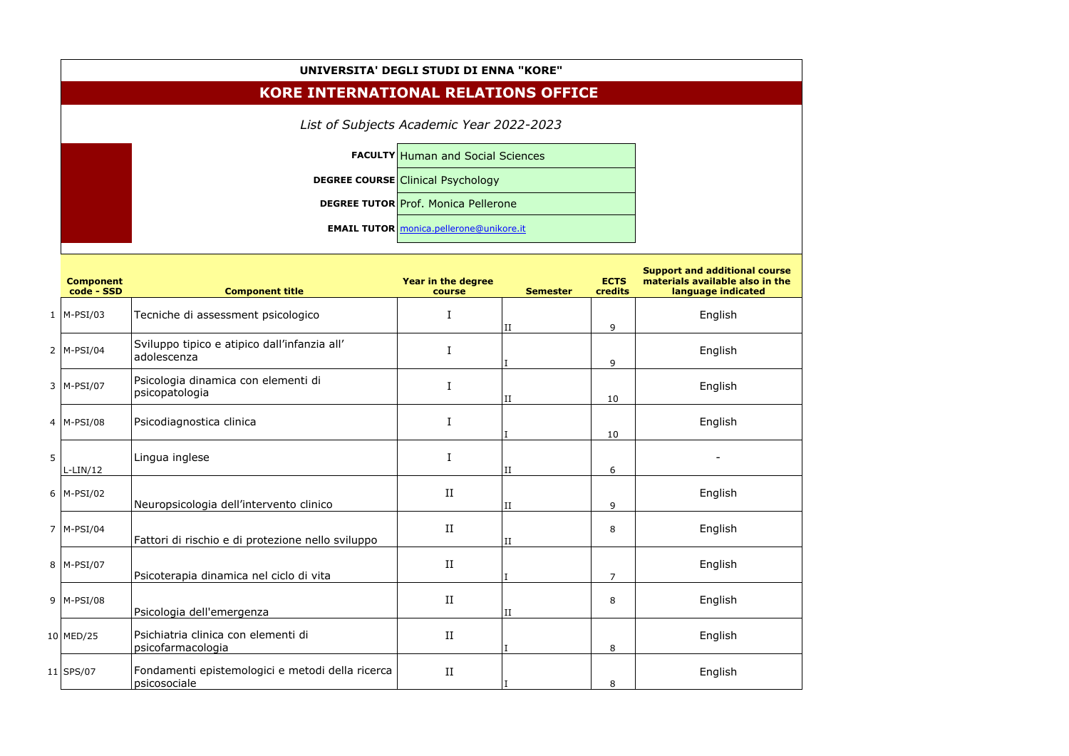**UNIVERSITA' DEGLI STUDI DI ENNA "KORE"**

## KORE INTERNATIONAL RELATIONS OFFICE

*List of Subjects Academic Year 2022-2023*

| | |
|---|---|
| **FACULTY** | Human and Social Sciences |
| **DEGREE COURSE** | Clinical Psychology |
| **DEGREE TUTOR** | Prof. Monica Pellerone |
| **EMAIL TUTOR** | monica.pellerone@unikore.it |

| | Component code - SSD | Component title | Year in the degree course | Semester | ECTS credits | Support and additional course materials available also in the language indicated |
|---|---|---|---|---|---|---|
| 1 | M-PSI/03 | Tecniche di assessment psicologico | I | II | 9 | English |
| 2 | M-PSI/04 | Sviluppo tipico e atipico dall'infanzia all' adolescenza | I | I | 9 | English |
| 3 | M-PSI/07 | Psicologia dinamica con elementi di psicopatologia | I | II | 10 | English |
| 4 | M-PSI/08 | Psicodiagnostica clinica | I | I | 10 | English |
| 5 | L-LIN/12 | Lingua inglese | I | II | 6 | - |
| 6 | M-PSI/02 | Neuropsicologia dell'intervento clinico | II | II | 9 | English |
| 7 | M-PSI/04 | Fattori di rischio e di protezione nello sviluppo | II | II | 8 | English |
| 8 | M-PSI/07 | Psicoterapia dinamica nel ciclo di vita | II | I | 7 | English |
| 9 | M-PSI/08 | Psicologia dell'emergenza | II | II | 8 | English |
| 10 | MED/25 | Psichiatria clinica con elementi di psicofarmacologia | II | I | 8 | English |
| 11 | SPS/07 | Fondamenti epistemologici e metodi della ricerca psicosociale | II | I | 8 | English |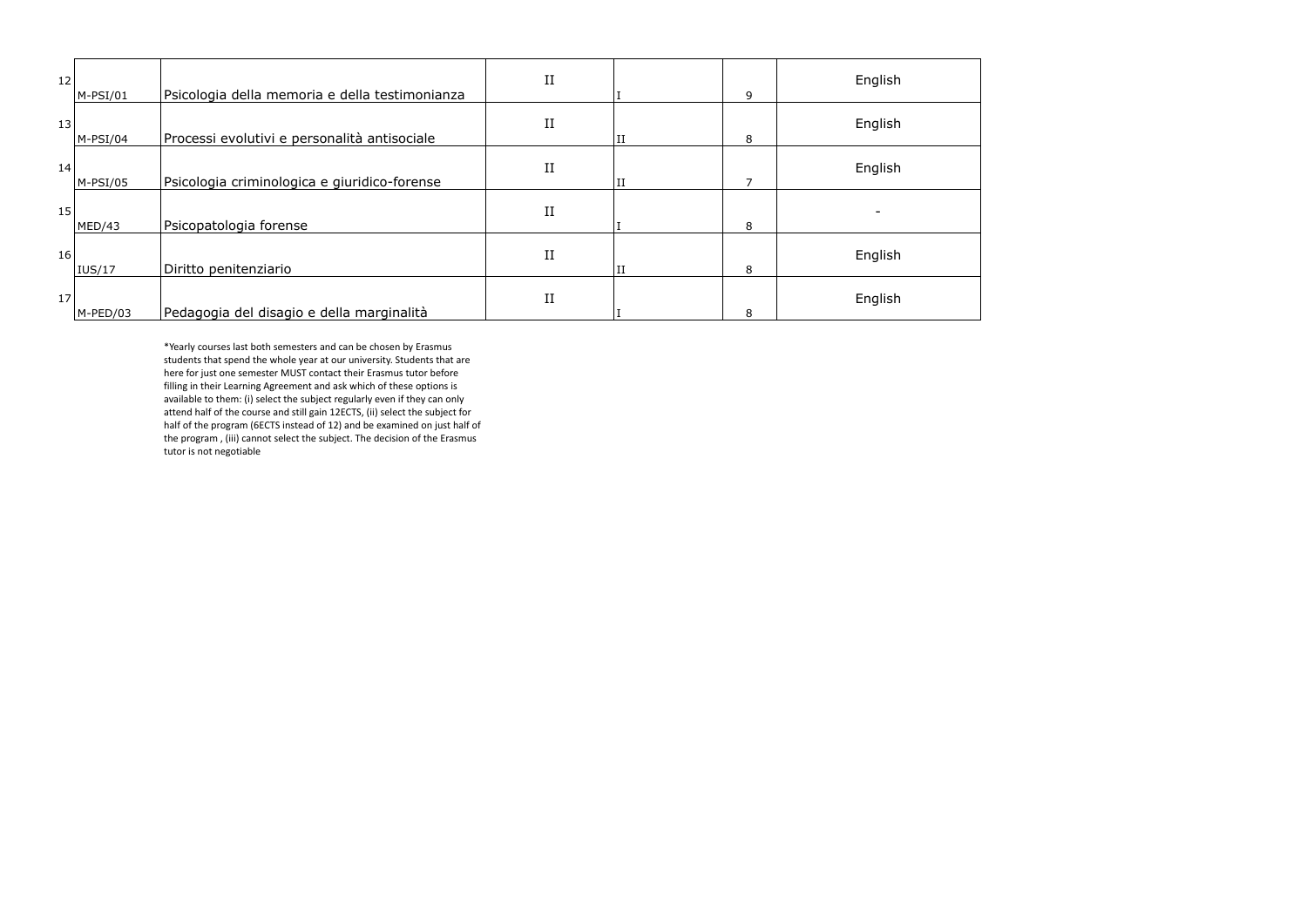| | | | | | | |
|---|---|---|---|---|---|---|
| 12 | M-PSI/01 | Psicologia della memoria e della testimonianza | II | I | 9 | English |
| 13 | M-PSI/04 | Processi evolutivi e personalità antisociale | II | II | 8 | English |
| 14 | M-PSI/05 | Psicologia criminologica e giuridico-forense | II | II | 7 | English |
| 15 | MED/43 | Psicopatologia forense | II | I | 8 | - |
| 16 | IUS/17 | Diritto penitenziario | II | II | 8 | English |
| 17 | M-PED/03 | Pedagogia del disagio e della marginalità | II | I | 8 | English |

*Yearly courses last both semesters and can be chosen by Erasmus students that spend the whole year at our university. Students that are here for just one semester MUST contact their Erasmus tutor before filling in their Learning Agreement and ask which of these options is available to them: (i) select the subject regularly even if they can only attend half of the course and still gain 12ECTS, (ii) select the subject for half of the program (6ECTS instead of 12) and be examined on just half of the program , (iii) cannot select the subject. The decision of the Erasmus tutor is not negotiable